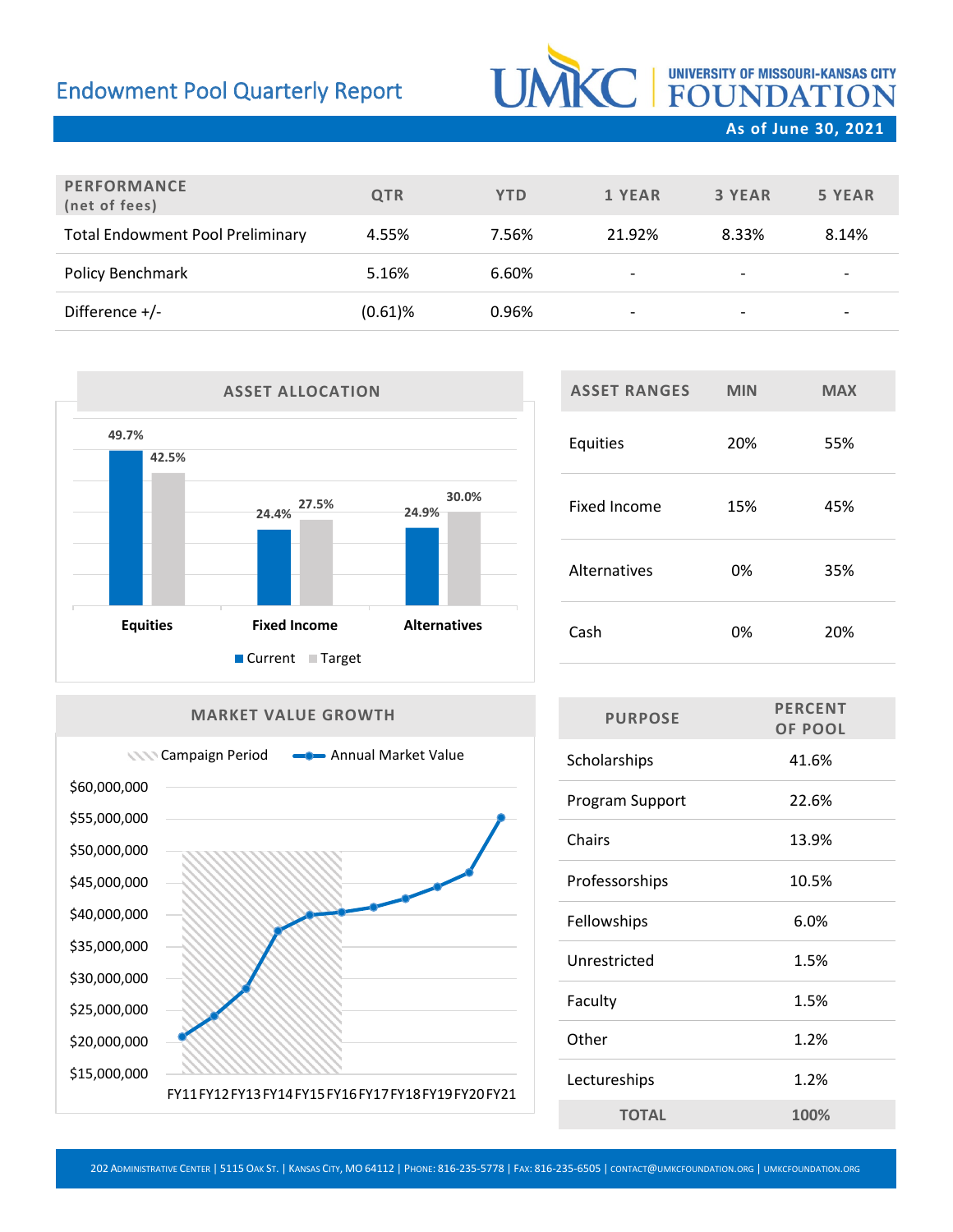# Endowment Pool Quarterly Report

**UMKC | UNIVERSITY OF MISSOURI-KANSAS CITY FOUNDATION**

**As of June 30, 2021**

| PERFORMANCE (net of fees) | QTR | YTD | 1 YEAR | 3 YEAR | 5 YEAR |
|---|---|---|---|---|---|
| Total Endowment Pool Preliminary | 4.55% | 7.56% | 21.92% | 8.33% | 8.14% |
| Policy Benchmark | 5.16% | 6.60% | - | - | - |
| Difference +/- | (0.61)% | 0.96% | - | - | - |

## ASSET ALLOCATION

| | Current | Target |
|---|---|---|
| Equities | 49.7% | 42.5% |
| Fixed Income | 24.4% | 27.5% |
| Alternatives | 24.9% | 30.0% |

| ASSET RANGES | MIN | MAX |
|---|---|---|
| Equities | 20% | 55% |
| Fixed Income | 15% | 45% |
| Alternatives | 0% | 35% |
| Cash | 0% | 20% |

## MARKET VALUE GROWTH

Campaign Period (FY11–FY16) | Annual Market Value

FY11 FY12 FY13 FY14 FY15 FY16 FY17 FY18 FY19 FY20 FY21

$15,000,000 – $60,000,000

| PURPOSE | PERCENT OF POOL |
|---|---|
| Scholarships | 41.6% |
| Program Support | 22.6% |
| Chairs | 13.9% |
| Professorships | 10.5% |
| Fellowships | 6.0% |
| Unrestricted | 1.5% |
| Faculty | 1.5% |
| Other | 1.2% |
| Lectureships | 1.2% |
| **TOTAL** | **100%** |

202 Administrative Center | 5115 Oak St. | Kansas City, MO 64112 | Phone: 816-235-5778 | Fax: 816-235-6505 | contact@umkcfoundation.org | umkcfoundation.org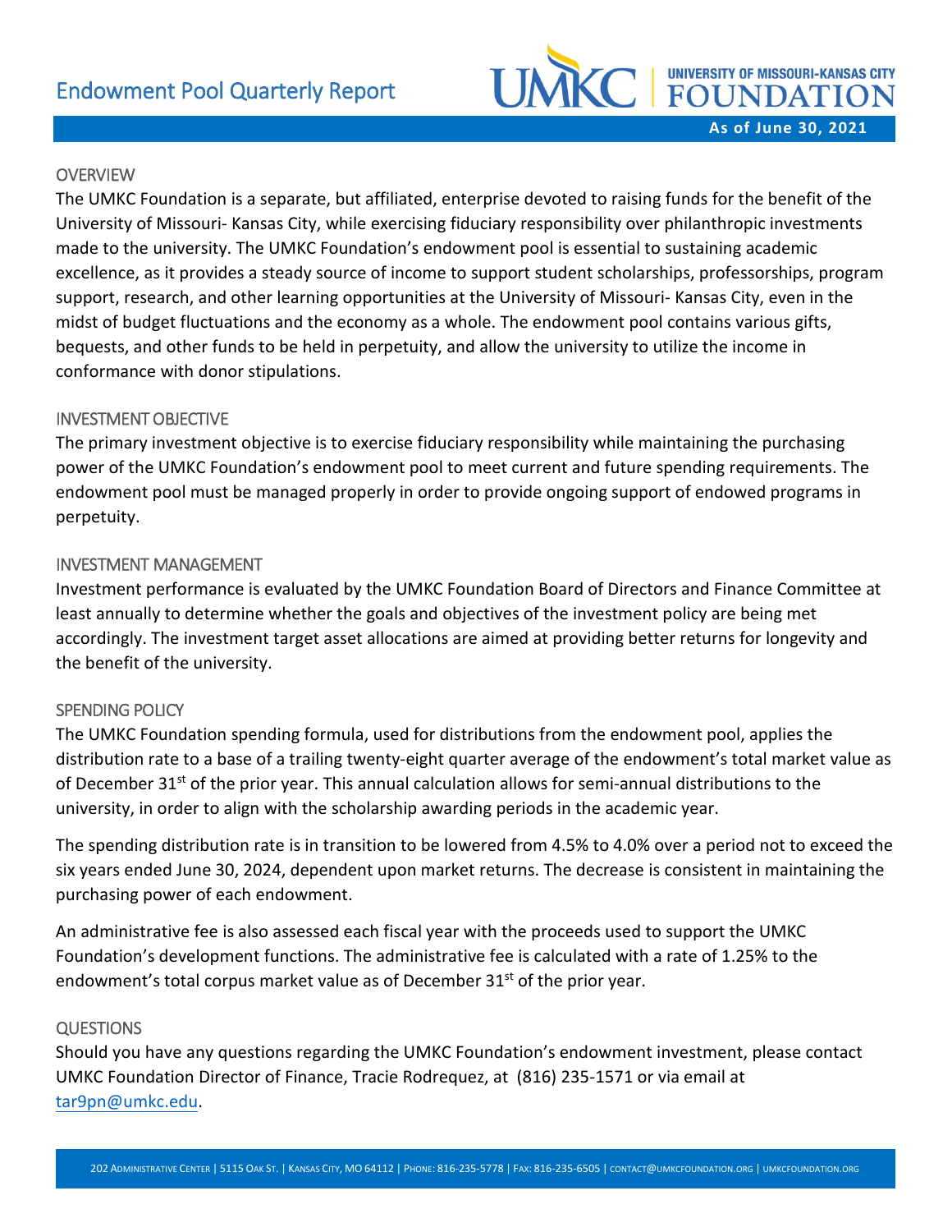# Endowment Pool Quarterly Report

**As of June 30, 2021**

## OVERVIEW

The UMKC Foundation is a separate, but affiliated, enterprise devoted to raising funds for the benefit of the University of Missouri- Kansas City, while exercising fiduciary responsibility over philanthropic investments made to the university. The UMKC Foundation's endowment pool is essential to sustaining academic excellence, as it provides a steady source of income to support student scholarships, professorships, program support, research, and other learning opportunities at the University of Missouri- Kansas City, even in the midst of budget fluctuations and the economy as a whole. The endowment pool contains various gifts, bequests, and other funds to be held in perpetuity, and allow the university to utilize the income in conformance with donor stipulations.

## INVESTMENT OBJECTIVE

The primary investment objective is to exercise fiduciary responsibility while maintaining the purchasing power of the UMKC Foundation's endowment pool to meet current and future spending requirements. The endowment pool must be managed properly in order to provide ongoing support of endowed programs in perpetuity.

## INVESTMENT MANAGEMENT

Investment performance is evaluated by the UMKC Foundation Board of Directors and Finance Committee at least annually to determine whether the goals and objectives of the investment policy are being met accordingly. The investment target asset allocations are aimed at providing better returns for longevity and the benefit of the university.

## SPENDING POLICY

The UMKC Foundation spending formula, used for distributions from the endowment pool, applies the distribution rate to a base of a trailing twenty-eight quarter average of the endowment's total market value as of December 31st of the prior year. This annual calculation allows for semi-annual distributions to the university, in order to align with the scholarship awarding periods in the academic year.

The spending distribution rate is in transition to be lowered from 4.5% to 4.0% over a period not to exceed the six years ended June 30, 2024, dependent upon market returns. The decrease is consistent in maintaining the purchasing power of each endowment.

An administrative fee is also assessed each fiscal year with the proceeds used to support the UMKC Foundation's development functions. The administrative fee is calculated with a rate of 1.25% to the endowment's total corpus market value as of December 31st of the prior year.

## QUESTIONS

Should you have any questions regarding the UMKC Foundation's endowment investment, please contact UMKC Foundation Director of Finance, Tracie Rodrequez, at (816) 235-1571 or via email at tar9pn@umkc.edu.

202 Administrative Center | 5115 Oak St. | Kansas City, MO 64112 | Phone: 816-235-5778 | Fax: 816-235-6505 | contact@umkcfoundation.org | umkcfoundation.org